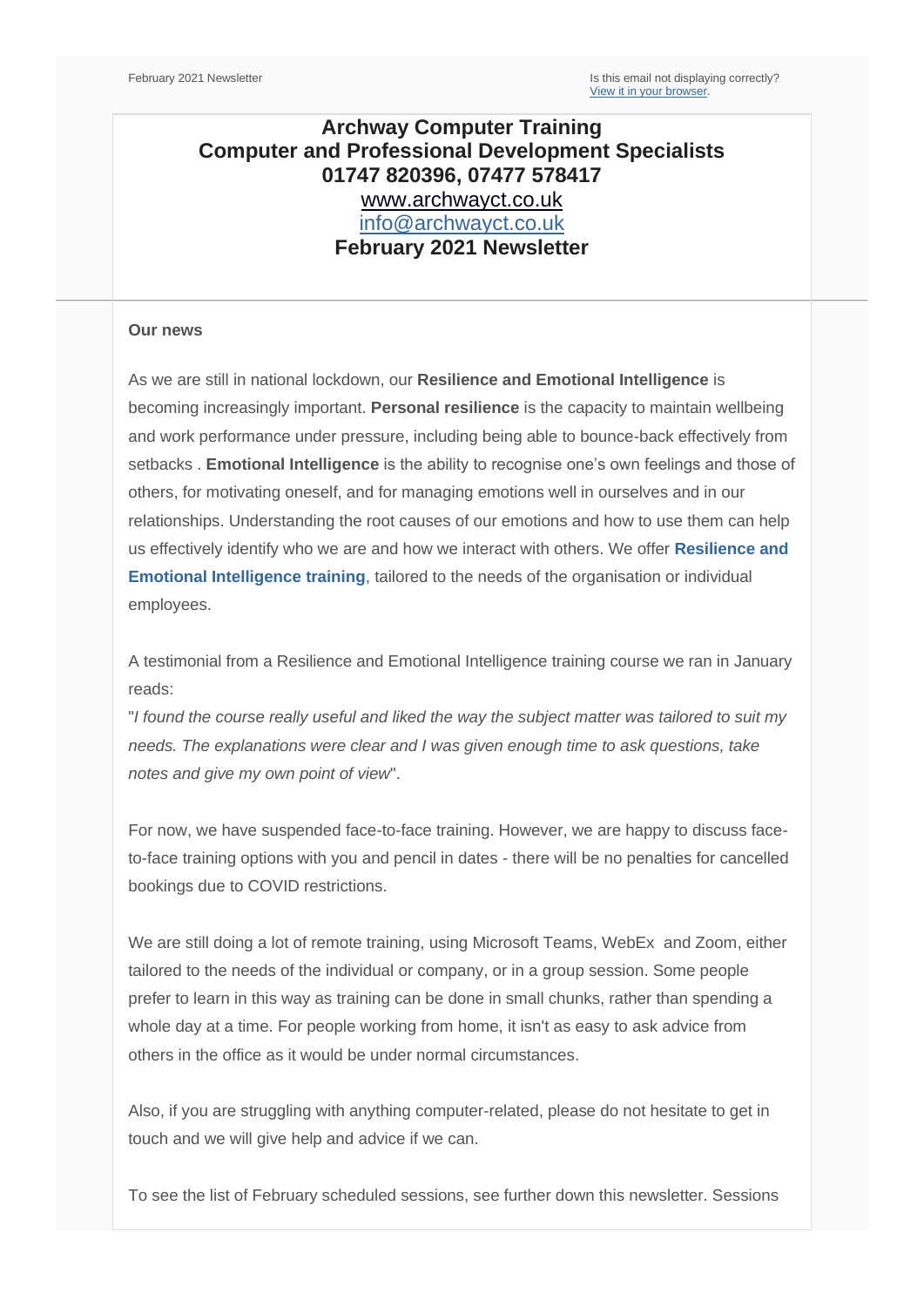February 2021 Newsletter

Is this email not displaying correctly?
View it in your browser.

**Archway Computer Training**
**Computer and Professional Development Specialists**
**01747 820396, 07477 578417**
www.archwayct.co.uk
info@archwayct.co.uk
**February 2021 Newsletter**

**Our news**

As we are still in national lockdown, our **Resilience and Emotional Intelligence** is becoming increasingly important. **Personal resilience** is the capacity to maintain wellbeing and work performance under pressure, including being able to bounce-back effectively from setbacks . **Emotional Intelligence** is the ability to recognise one's own feelings and those of others, for motivating oneself, and for managing emotions well in ourselves and in our relationships. Understanding the root causes of our emotions and how to use them can help us effectively identify who we are and how we interact with others. We offer **Resilience and Emotional Intelligence training**, tailored to the needs of the organisation or individual employees.

A testimonial from a Resilience and Emotional Intelligence training course we ran in January reads:
"*I found the course really useful and liked the way the subject matter was tailored to suit my needs. The explanations were clear and I was given enough time to ask questions, take notes and give my own point of view*".

For now, we have suspended face-to-face training. However, we are happy to discuss face-to-face training options with you and pencil in dates - there will be no penalties for cancelled bookings due to COVID restrictions.

We are still doing a lot of remote training, using Microsoft Teams, WebEx and Zoom, either tailored to the needs of the individual or company, or in a group session. Some people prefer to learn in this way as training can be done in small chunks, rather than spending a whole day at a time. For people working from home, it isn't as easy to ask advice from others in the office as it would be under normal circumstances.

Also, if you are struggling with anything computer-related, please do not hesitate to get in touch and we will give help and advice if we can.

To see the list of February scheduled sessions, see further down this newsletter. Sessions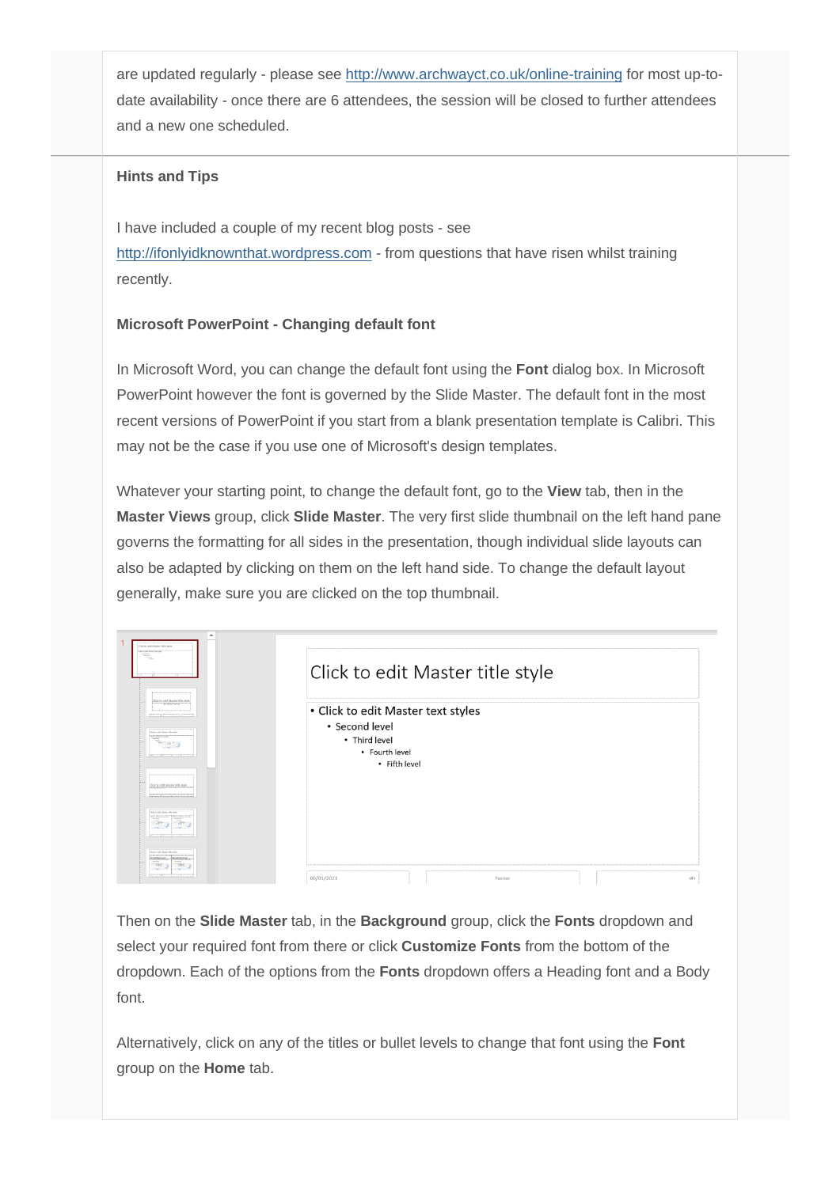are updated regularly - please see http://www.archwayct.co.uk/online-training for most up-to-date availability - once there are 6 attendees, the session will be closed to further attendees and a new one scheduled.

**Hints and Tips**

I have included a couple of my recent blog posts - see http://ifonlyidknownthat.wordpress.com - from questions that have risen whilst training recently.

**Microsoft PowerPoint - Changing default font**

In Microsoft Word, you can change the default font using the **Font** dialog box. In Microsoft PowerPoint however the font is governed by the Slide Master. The default font in the most recent versions of PowerPoint if you start from a blank presentation template is Calibri. This may not be the case if you use one of Microsoft's design templates.

Whatever your starting point, to change the default font, go to the **View** tab, then in the **Master Views** group, click **Slide Master**. The very first slide thumbnail on the left hand pane governs the formatting for all sides in the presentation, though individual slide layouts can also be adapted by clicking on them on the left hand side. To change the default layout generally, make sure you are clicked on the top thumbnail.

Then on the **Slide Master** tab, in the **Background** group, click the **Fonts** dropdown and select your required font from there or click **Customize Fonts** from the bottom of the dropdown. Each of the options from the **Fonts** dropdown offers a Heading font and a Body font.

Alternatively, click on any of the titles or bullet levels to change that font using the **Font** group on the **Home** tab.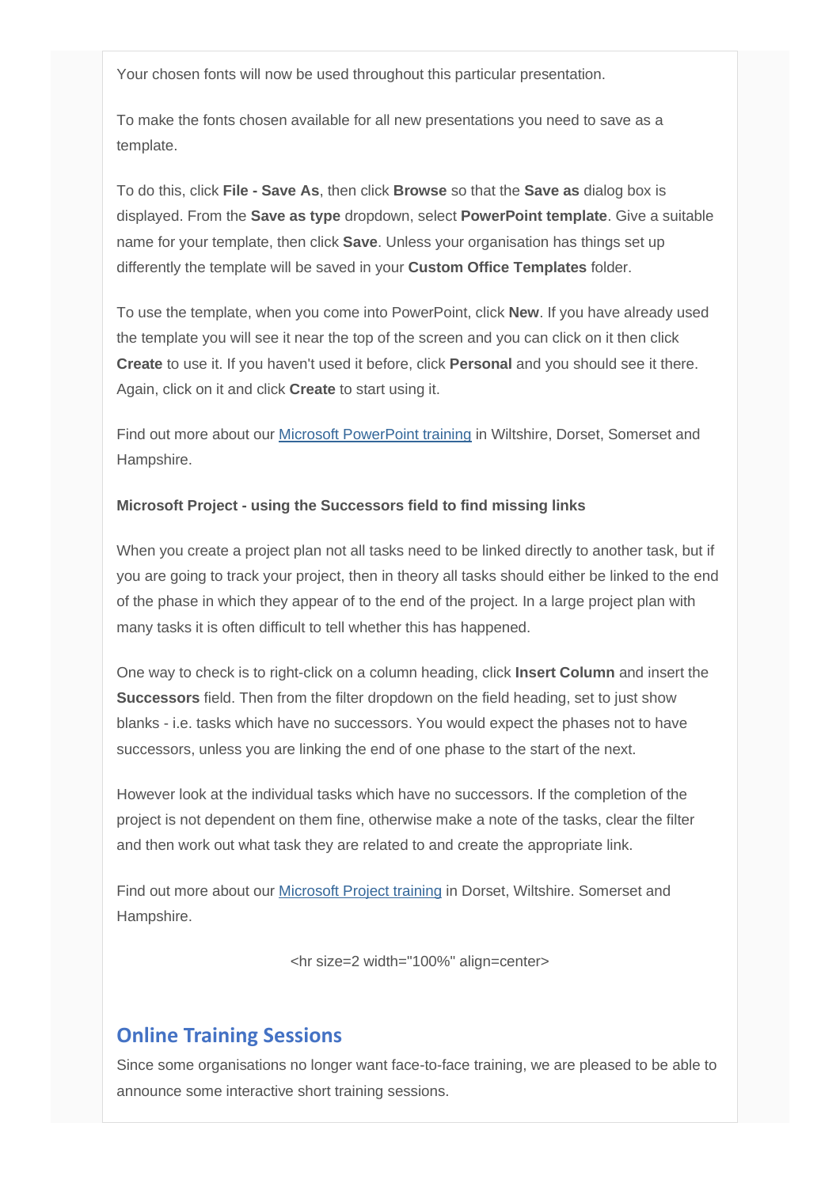Your chosen fonts will now be used throughout this particular presentation.

To make the fonts chosen available for all new presentations you need to save as a template.

To do this, click **File - Save As**, then click **Browse** so that the **Save as** dialog box is displayed. From the **Save as type** dropdown, select **PowerPoint template**. Give a suitable name for your template, then click **Save**. Unless your organisation has things set up differently the template will be saved in your **Custom Office Templates** folder.

To use the template, when you come into PowerPoint, click **New**. If you have already used the template you will see it near the top of the screen and you can click on it then click **Create** to use it. If you haven't used it before, click **Personal** and you should see it there. Again, click on it and click **Create** to start using it.

Find out more about our Microsoft PowerPoint training in Wiltshire, Dorset, Somerset and Hampshire.

**Microsoft Project - using the Successors field to find missing links**

When you create a project plan not all tasks need to be linked directly to another task, but if you are going to track your project, then in theory all tasks should either be linked to the end of the phase in which they appear of to the end of the project. In a large project plan with many tasks it is often difficult to tell whether this has happened.

One way to check is to right-click on a column heading, click **Insert Column** and insert the **Successors** field. Then from the filter dropdown on the field heading, set to just show blanks - i.e. tasks which have no successors. You would expect the phases not to have successors, unless you are linking the end of one phase to the start of the next.

However look at the individual tasks which have no successors. If the completion of the project is not dependent on them fine, otherwise make a note of the tasks, clear the filter and then work out what task they are related to and create the appropriate link.

Find out more about our Microsoft Project training in Dorset, Wiltshire. Somerset and Hampshire.

<hr size=2 width="100%" align=center>

## Online Training Sessions

Since some organisations no longer want face-to-face training, we are pleased to be able to announce some interactive short training sessions.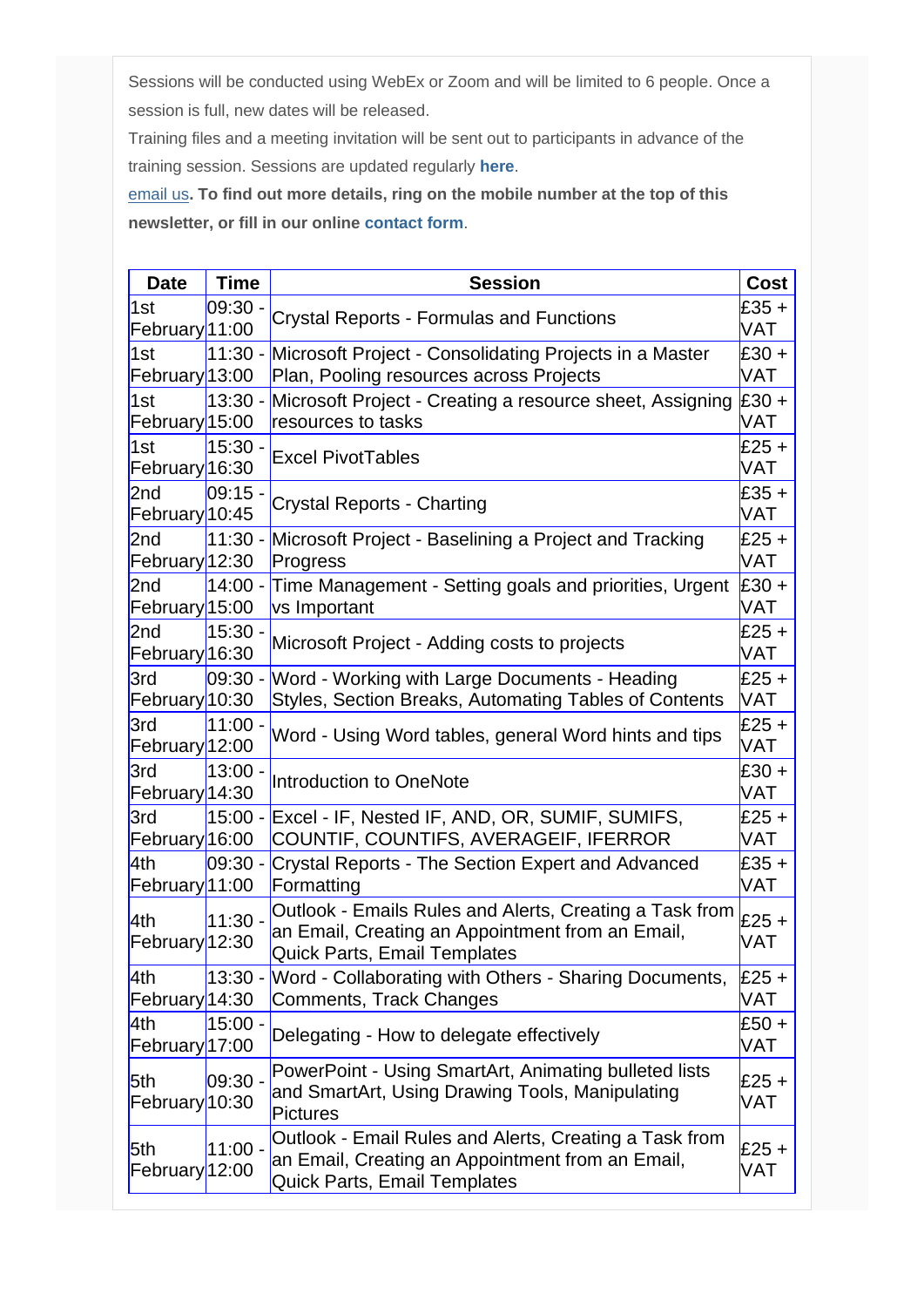Sessions will be conducted using WebEx or Zoom and will be limited to 6 people. Once a session is full, new dates will be released.

Training files and a meeting invitation will be sent out to participants in advance of the training session. Sessions are updated regularly **here**.

email us**. To find out more details, ring on the mobile number at the top of this newsletter, or fill in our online contact form**.

| Date | Time | Session | Cost |
|---|---|---|---|
| 1st February | 09:30 - 11:00 | Crystal Reports - Formulas and Functions | £35 + VAT |
| 1st February | 11:30 - 13:00 | Microsoft Project - Consolidating Projects in a Master Plan, Pooling resources across Projects | £30 + VAT |
| 1st February | 13:30 - 15:00 | Microsoft Project - Creating a resource sheet, Assigning resources to tasks | £30 + VAT |
| 1st February | 15:30 - 16:30 | Excel PivotTables | £25 + VAT |
| 2nd February | 09:15 - 10:45 | Crystal Reports - Charting | £35 + VAT |
| 2nd February | 11:30 - 12:30 | Microsoft Project - Baselining a Project and Tracking Progress | £25 + VAT |
| 2nd February | 14:00 - 15:00 | Time Management - Setting goals and priorities, Urgent vs Important | £30 + VAT |
| 2nd February | 15:30 - 16:30 | Microsoft Project - Adding costs to projects | £25 + VAT |
| 3rd February | 09:30 - 10:30 | Word - Working with Large Documents - Heading Styles, Section Breaks, Automating Tables of Contents | £25 + VAT |
| 3rd February | 11:00 - 12:00 | Word - Using Word tables, general Word hints and tips | £25 + VAT |
| 3rd February | 13:00 - 14:30 | Introduction to OneNote | £30 + VAT |
| 3rd February | 15:00 - 16:00 | Excel - IF, Nested IF, AND, OR, SUMIF, SUMIFS, COUNTIF, COUNTIFS, AVERAGEIF, IFERROR | £25 + VAT |
| 4th February | 09:30 - 11:00 | Crystal Reports - The Section Expert and Advanced Formatting | £35 + VAT |
| 4th February | 11:30 - 12:30 | Outlook - Emails Rules and Alerts, Creating a Task from an Email, Creating an Appointment from an Email, Quick Parts, Email Templates | £25 + VAT |
| 4th February | 13:30 - 14:30 | Word - Collaborating with Others - Sharing Documents, Comments, Track Changes | £25 + VAT |
| 4th February | 15:00 - 17:00 | Delegating - How to delegate effectively | £50 + VAT |
| 5th February | 09:30 - 10:30 | PowerPoint - Using SmartArt, Animating bulleted lists and SmartArt, Using Drawing Tools, Manipulating Pictures | £25 + VAT |
| 5th February | 11:00 - 12:00 | Outlook - Email Rules and Alerts, Creating a Task from an Email, Creating an Appointment from an Email, Quick Parts, Email Templates | £25 + VAT |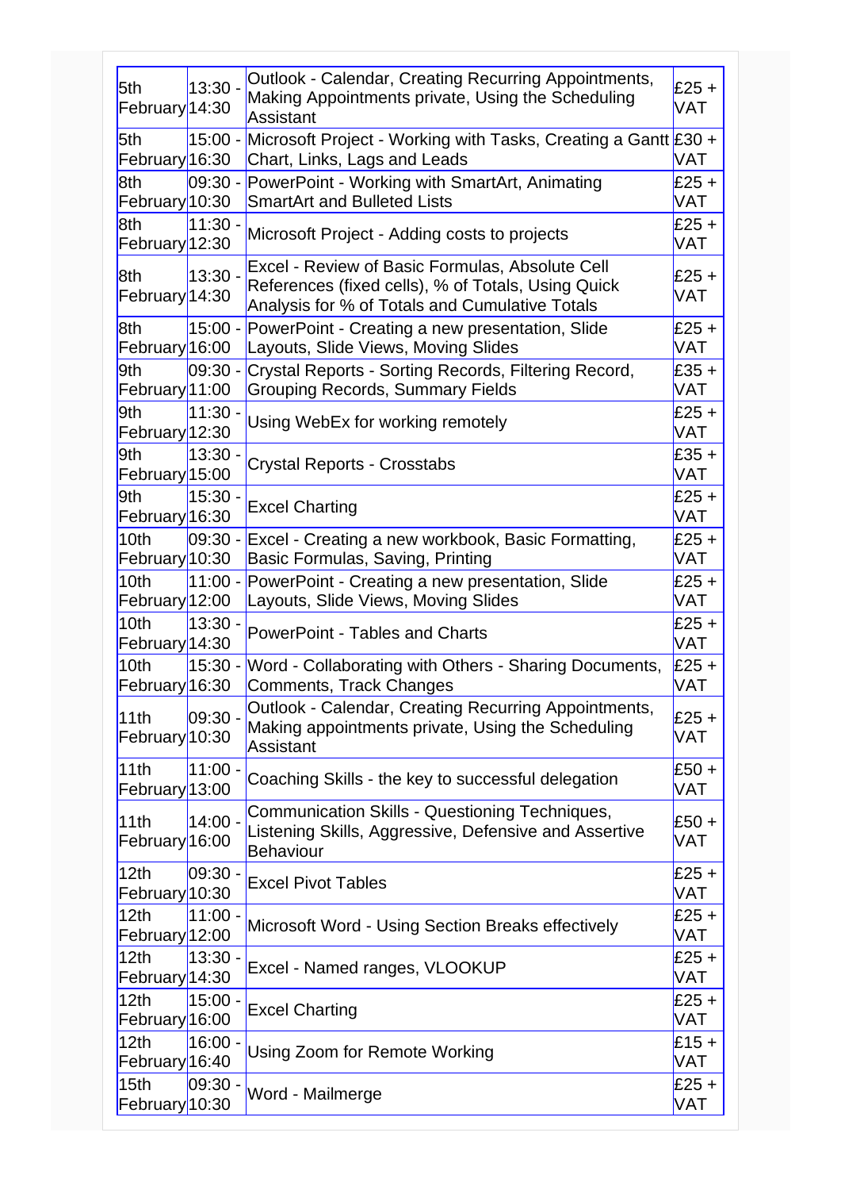| | | | |
|---|---|---|---|
| 5th February | 13:30 - 14:30 | Outlook - Calendar, Creating Recurring Appointments, Making Appointments private, Using the Scheduling Assistant | £25 + VAT |
| 5th February | 15:00 - 16:30 | Microsoft Project - Working with Tasks, Creating a Gantt Chart, Links, Lags and Leads | £30 + VAT |
| 8th February | 09:30 - 10:30 | PowerPoint - Working with SmartArt, Animating SmartArt and Bulleted Lists | £25 + VAT |
| 8th February | 11:30 - 12:30 | Microsoft Project - Adding costs to projects | £25 + VAT |
| 8th February | 13:30 - 14:30 | Excel - Review of Basic Formulas, Absolute Cell References (fixed cells), % of Totals, Using Quick Analysis for % of Totals and Cumulative Totals | £25 + VAT |
| 8th February | 15:00 - 16:00 | PowerPoint - Creating a new presentation, Slide Layouts, Slide Views, Moving Slides | £25 + VAT |
| 9th February | 09:30 - 11:00 | Crystal Reports - Sorting Records, Filtering Record, Grouping Records, Summary Fields | £35 + VAT |
| 9th February | 11:30 - 12:30 | Using WebEx for working remotely | £25 + VAT |
| 9th February | 13:30 - 15:00 | Crystal Reports - Crosstabs | £35 + VAT |
| 9th February | 15:30 - 16:30 | Excel Charting | £25 + VAT |
| 10th February | 09:30 - 10:30 | Excel - Creating a new workbook, Basic Formatting, Basic Formulas, Saving, Printing | £25 + VAT |
| 10th February | 11:00 - 12:00 | PowerPoint - Creating a new presentation, Slide Layouts, Slide Views, Moving Slides | £25 + VAT |
| 10th February | 13:30 - 14:30 | PowerPoint - Tables and Charts | £25 + VAT |
| 10th February | 15:30 - 16:30 | Word - Collaborating with Others - Sharing Documents, Comments, Track Changes | £25 + VAT |
| 11th February | 09:30 - 10:30 | Outlook - Calendar, Creating Recurring Appointments, Making appointments private, Using the Scheduling Assistant | £25 + VAT |
| 11th February | 11:00 - 13:00 | Coaching Skills - the key to successful delegation | £50 + VAT |
| 11th February | 14:00 - 16:00 | Communication Skills - Questioning Techniques, Listening Skills, Aggressive, Defensive and Assertive Behaviour | £50 + VAT |
| 12th February | 09:30 - 10:30 | Excel Pivot Tables | £25 + VAT |
| 12th February | 11:00 - 12:00 | Microsoft Word - Using Section Breaks effectively | £25 + VAT |
| 12th February | 13:30 - 14:30 | Excel - Named ranges, VLOOKUP | £25 + VAT |
| 12th February | 15:00 - 16:00 | Excel Charting | £25 + VAT |
| 12th February | 16:00 - 16:40 | Using Zoom for Remote Working | £15 + VAT |
| 15th February | 09:30 - 10:30 | Word - Mailmerge | £25 + VAT |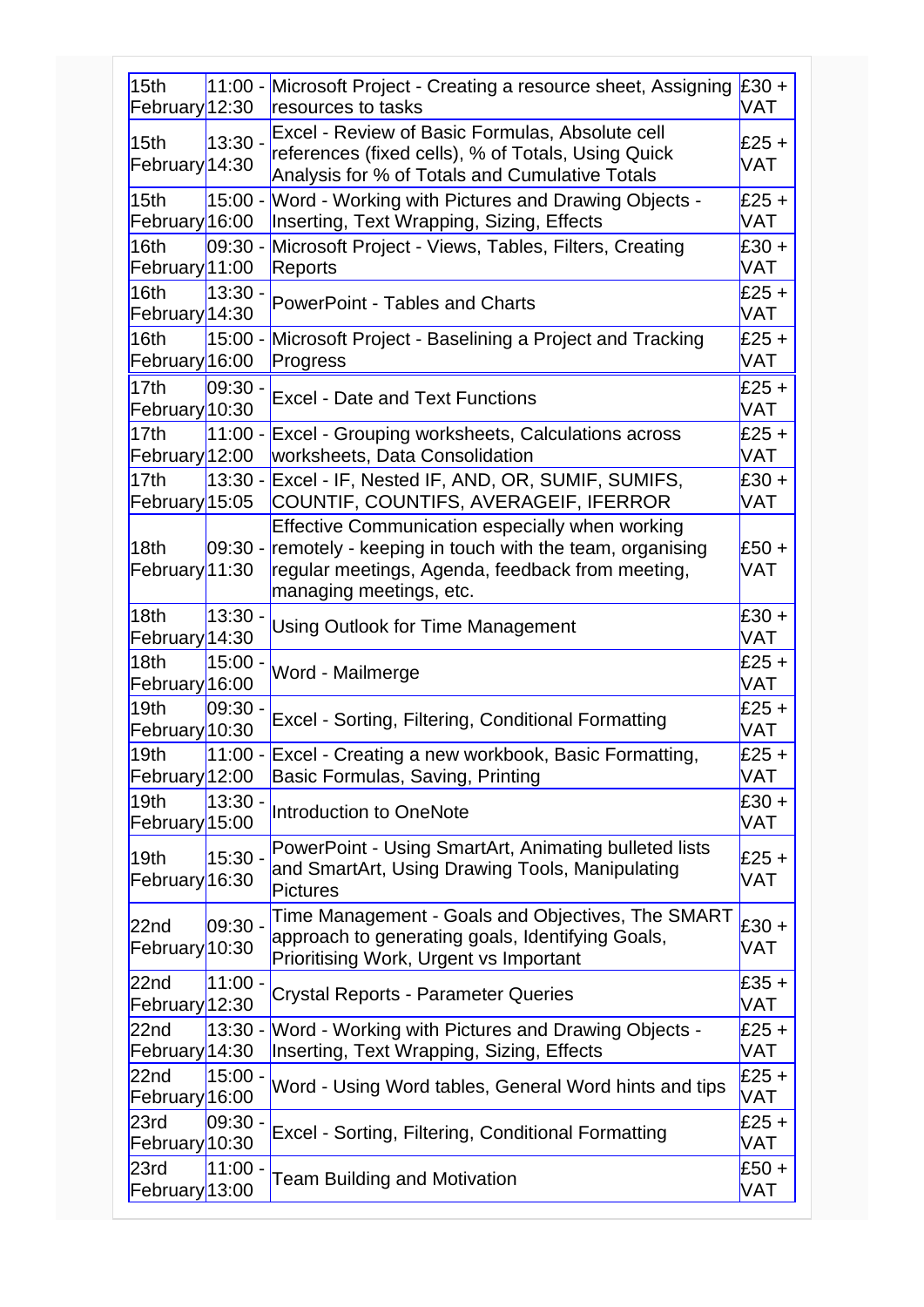| 15th February | 11:00 - 12:30 | Microsoft Project - Creating a resource sheet, Assigning resources to tasks | £30 + VAT |
|---|---|---|---|
| 15th February | 13:30 - 14:30 | Excel - Review of Basic Formulas, Absolute cell references (fixed cells), % of Totals, Using Quick Analysis for % of Totals and Cumulative Totals | £25 + VAT |
| 15th February | 15:00 - 16:00 | Word - Working with Pictures and Drawing Objects - Inserting, Text Wrapping, Sizing, Effects | £25 + VAT |
| 16th February | 09:30 - 11:00 | Microsoft Project - Views, Tables, Filters, Creating Reports | £30 + VAT |
| 16th February | 13:30 - 14:30 | PowerPoint - Tables and Charts | £25 + VAT |
| 16th February | 15:00 - 16:00 | Microsoft Project - Baselining a Project and Tracking Progress | £25 + VAT |
| 17th February | 09:30 - 10:30 | Excel - Date and Text Functions | £25 + VAT |
| 17th February | 11:00 - 12:00 | Excel - Grouping worksheets, Calculations across worksheets, Data Consolidation | £25 + VAT |
| 17th February | 13:30 - 15:05 | Excel - IF, Nested IF, AND, OR, SUMIF, SUMIFS, COUNTIF, COUNTIFS, AVERAGEIF, IFERROR | £30 + VAT |
| 18th February | 09:30 - 11:30 | Effective Communication especially when working remotely - keeping in touch with the team, organising regular meetings, Agenda, feedback from meeting, managing meetings, etc. | £50 + VAT |
| 18th February | 13:30 - 14:30 | Using Outlook for Time Management | £30 + VAT |
| 18th February | 15:00 - 16:00 | Word - Mailmerge | £25 + VAT |
| 19th February | 09:30 - 10:30 | Excel - Sorting, Filtering, Conditional Formatting | £25 + VAT |
| 19th February | 11:00 - 12:00 | Excel - Creating a new workbook, Basic Formatting, Basic Formulas, Saving, Printing | £25 + VAT |
| 19th February | 13:30 - 15:00 | Introduction to OneNote | £30 + VAT |
| 19th February | 15:30 - 16:30 | PowerPoint - Using SmartArt, Animating bulleted lists and SmartArt, Using Drawing Tools, Manipulating Pictures | £25 + VAT |
| 22nd February | 09:30 - 10:30 | Time Management - Goals and Objectives, The SMART approach to generating goals, Identifying Goals, Prioritising Work, Urgent vs Important | £30 + VAT |
| 22nd February | 11:00 - 12:30 | Crystal Reports - Parameter Queries | £35 + VAT |
| 22nd February | 13:30 - 14:30 | Word - Working with Pictures and Drawing Objects - Inserting, Text Wrapping, Sizing, Effects | £25 + VAT |
| 22nd February | 15:00 - 16:00 | Word - Using Word tables, General Word hints and tips | £25 + VAT |
| 23rd February | 09:30 - 10:30 | Excel - Sorting, Filtering, Conditional Formatting | £25 + VAT |
| 23rd February | 11:00 - 13:00 | Team Building and Motivation | £50 + VAT |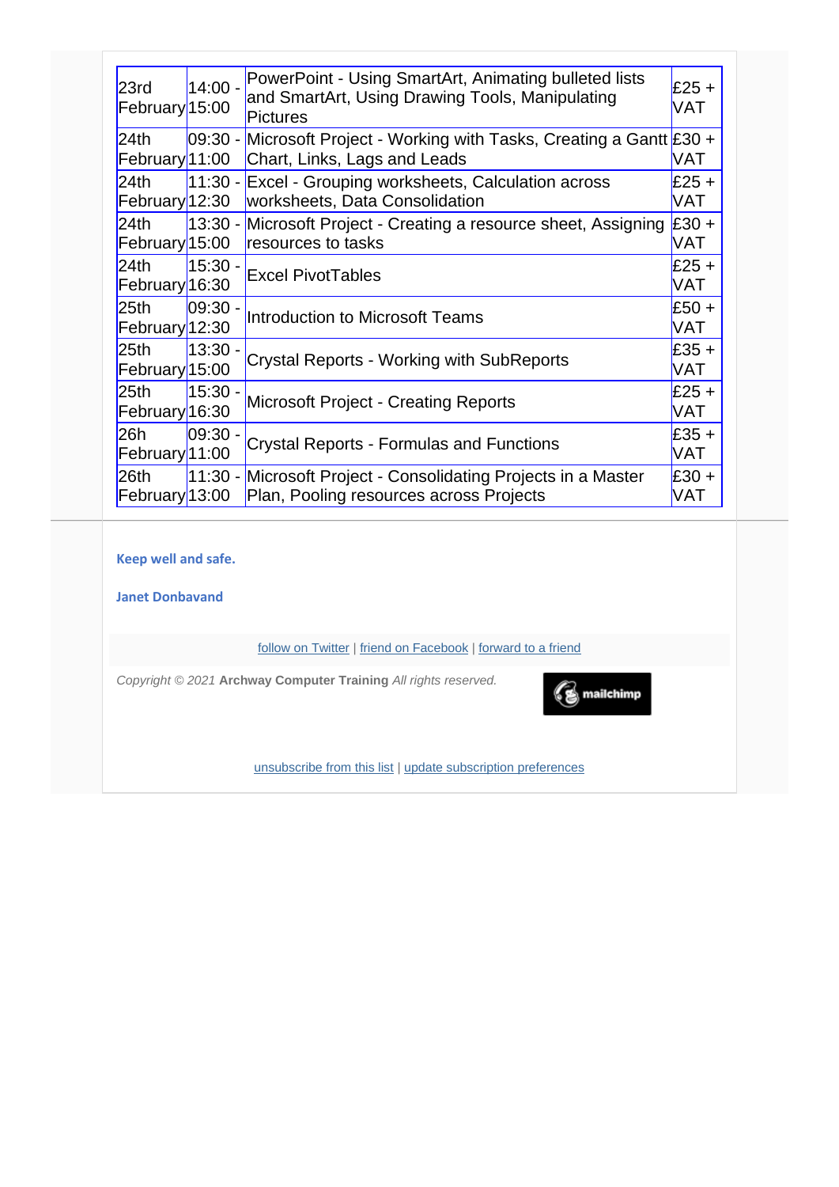| | | | |
|---|---|---|---|
| 23rd February | 14:00 - 15:00 | PowerPoint - Using SmartArt, Animating bulleted lists and SmartArt, Using Drawing Tools, Manipulating Pictures | £25 + VAT |
| 24th February | 09:30 - 11:00 | Microsoft Project - Working with Tasks, Creating a Gantt Chart, Links, Lags and Leads | £30 + VAT |
| 24th February | 11:30 - 12:30 | Excel - Grouping worksheets, Calculation across worksheets, Data Consolidation | £25 + VAT |
| 24th February | 13:30 - 15:00 | Microsoft Project - Creating a resource sheet, Assigning resources to tasks | £30 + VAT |
| 24th February | 15:30 - 16:30 | Excel PivotTables | £25 + VAT |
| 25th February | 09:30 - 12:30 | Introduction to Microsoft Teams | £50 + VAT |
| 25th February | 13:30 - 15:00 | Crystal Reports - Working with SubReports | £35 + VAT |
| 25th February | 15:30 - 16:30 | Microsoft Project - Creating Reports | £25 + VAT |
| 26h February | 09:30 - 11:00 | Crystal Reports - Formulas and Functions | £35 + VAT |
| 26th February | 11:30 - 13:00 | Microsoft Project - Consolidating Projects in a Master Plan, Pooling resources across Projects | £30 + VAT |

**Keep well and safe.**

**Janet Donbavand**

follow on Twitter | friend on Facebook | forward to a friend

*Copyright © 2021* **Archway Computer Training** *All rights reserved.*

unsubscribe from this list | update subscription preferences